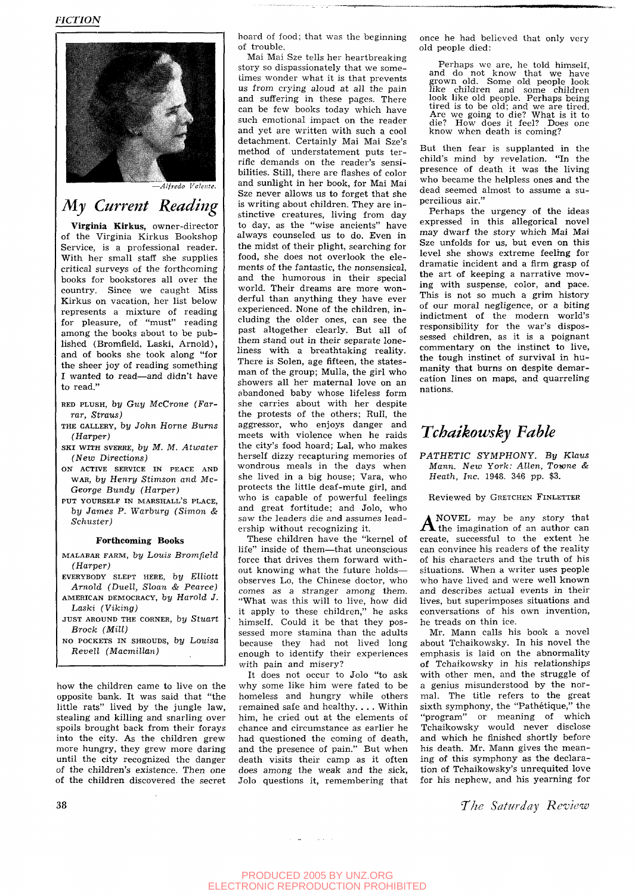FICTION

—Alfredo Valente.

## My Current Reading

**Virginia Kirkus**, owner-director of the Virginia Kirkus Bookshop Service, is a professional reader. With her small staff she supplies critical surveys of the forthcoming books for bookstores all over the country. Since we caught Miss Kirkus on vacation, her list below represents a mixture of reading for pleasure, of "must" reading among the books about to be published (Bromfield, Laski, Arnold), and of books she took along "for the sheer joy of reading something I wanted to read—and didn't have to read."

- RED PLUSH, *by Guy McCrone (Farrar, Straus)*
- THE GALLERY, *by John Horne Burns (Harper)*
- SKI WITH SVERRE, *by M. M. Atwater (New Directions)*
- ON ACTIVE SERVICE IN PEACE AND WAR, *by Henry Stimson and McGeorge Bundy (Harper)*
- PUT YOURSELF IN MARSHALL'S PLACE, *by James P. Warburg (Simon & Schuster)*

**Forthcoming Books**

- MALABAR FARM, *by Louis Bromfield (Harper)*
- EVERYBODY SLEPT HERE, *by Elliott Arnold (Duell, Sloan & Pearce)*
- AMERICAN DEMOCRACY, *by Harold J. Laski (Viking)*
- JUST AROUND THE CORNER, *by Stuart Brock (Mill)*
- NO POCKETS IN SHROUDS, *by Louisa Revell (Macmillan)*

how the children came to live on the opposite bank. It was said that "the little rats" lived by the jungle law, stealing and killing and snarling over spoils brought back from their forays into the city. As the children grew more hungry, they grew more daring until the city recognized the danger of the children's existence. Then one of the children discovered the secret hoard of food; that was the beginning of trouble.

Mai Mai Sze tells her heartbreaking story so dispassionately that we sometimes wonder what it is that prevents us from crying aloud at all the pain and suffering in these pages. There can be few books today which have such emotional impact on the reader and yet are written with such a cool detachment. Certainly Mai Mai Sze's method of understatement puts terrific demands on the reader's sensibilities. Still, there are flashes of color and sunlight in her book, for Mai Mai Sze never allows us to forget that she is writing about children. They are instinctive creatures, living from day to day, as the "wise ancients" have always counseled us to do. Even in the midst of their plight, searching for food, she does not overlook the elements of the fantastic, the nonsensical, and the humorous in their special world. Their dreams are more wonderful than anything they have ever experienced. None of the children, including the older ones, can see the past altogether clearly. But all of them stand out in their separate loneliness with a breathtaking reality. There is Solen, age fifteen, the statesman of the group; Mulla, the girl who showers all her maternal love on an abandoned baby whose lifeless form she carries about with her despite the protests of the others; Rull, the aggressor, who enjoys danger and meets with violence when he raids the city's food hoard; Lal, who makes herself dizzy recapturing memories of wondrous meals in the days when she lived in a big house; Vara, who protects the little deaf-mute girl, and who is capable of powerful feelings and great fortitude; and Jolo, who saw the leaders die and assumes leadership without recognizing it.

These children have the "kernel of life" inside of them—that unconscious force that drives them forward without knowing what the future holds—observes Lo, the Chinese doctor, who comes as a stranger among them. "What was this will to live, how did it apply to these children," he asks himself. Could it be that they possessed more stamina than the adults because they had not lived long enough to identify their experiences with pain and misery?

It does not occur to Jolo "to ask why some like him were fated to be homeless and hungry while others remained safe and healthy. . . . Within him, he cried out at the elements of chance and circumstance as earlier he had questioned the coming of death, and the presence of pain." But when death visits their camp as it often does among the weak and the sick, Jolo questions it, remembering that once he had believed that only very old people died:

> Perhaps we are, he told himself, and do not know that we have grown old. Some old people look like children and some children look like old people. Perhaps being tired is to be old; and we are tired. Are we going to die? What is it to die? How does it feel? Does one know when death is coming?

But then fear is supplanted in the child's mind by revelation. "In the presence of death it was the living who became the helpless ones and the dead seemed almost to assume a supercilious air."

Perhaps the urgency of the ideas expressed in this allegorical novel may dwarf the story which Mai Mai Sze unfolds for us, but even on this level she shows extreme feeling for dramatic incident and a firm grasp of the art of keeping a narrative moving with suspense, color, and pace. This is not so much a grim history of our moral negligence, or a biting indictment of the modern world's responsibility for the war's dispossessed children, as it is a poignant commentary on the instinct to live, the tough instinct of survival in humanity that burns on despite demarcation lines on maps, and quarreling nations.

## Tchaikowsky Fable

*PATHETIC SYMPHONY. By Klaus Mann. New York: Allen, Towne & Heath, Inc. 1948. 346 pp. $3.*

Reviewed by GRETCHEN FINLETTER

A NOVEL may be any story that the imagination of an author can create, successful to the extent he can convince his readers of the reality of his characters and the truth of his situations. When a writer uses people who have lived and were well known and describes actual events in their lives, but superimposes situations and conversations of his own invention, he treads on thin ice.

Mr. Mann calls his book a novel about Tchaikowsky. In his novel the emphasis is laid on the abnormality of Tchaikowsky in his relationships with other men, and the struggle of a genius misunderstood by the normal. The title refers to the great sixth symphony, the "Pathétique," the "program" or meaning of which Tchaikowsky would never disclose and which he finished shortly before his death. Mr. Mann gives the meaning of this symphony as the declaration of Tchaikowsky's unrequited love for his nephew, and his yearning for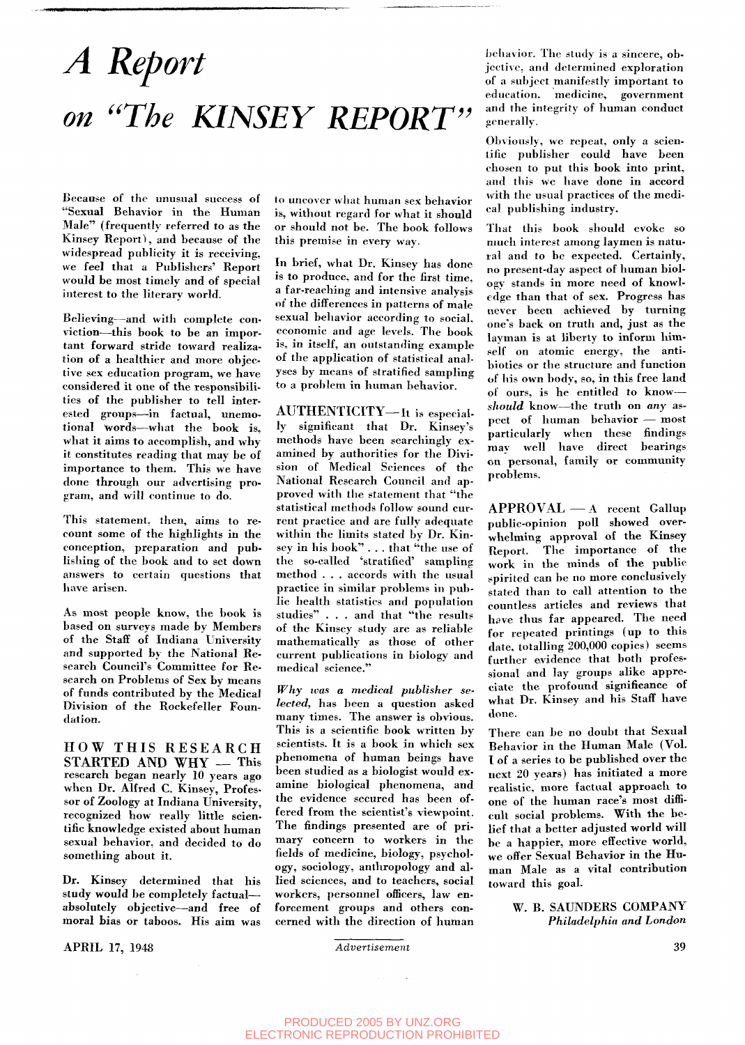# A *Report* on *"The* KINSEY *REPORT"*

Because of the unusual success of "Sexual Behavior in the Human Male" (frequently referred to as the Kinsey Report), and because of the widespread publicity it is receiving, we feel that a Publishers' Report would be most timely and of special interest to the literary world.

Believing—and with complete conviction—this book to be an important forward stride toward realization of a healthier and more objective sex education program, we have considered it one of the responsibilities of the publisher to tell interested groups—in factual, unemotional words—what the book is, what it aims to accomplish, and why it constitutes reading that may be of importance to them. This we have done through our advertising program, and will continue to do.

This statement, then, aims to recount some of the highlights in the conception, preparation and publishing of the book and to set down answers to certain questions that have arisen.

As most people know, the book is based on surveys made by Members of the Staff of Indiana University and supported by the National Research Council's Committee for Research on Problems of Sex by means of funds contributed by the Medical Division of the Rockefeller Foundation.

HOW THIS RESEARCH STARTED AND WHY — This research began nearly 10 years ago when Dr. Alfred C. Kinsey, Professor of Zoology at Indiana University, recognized how really little scientific knowledge existed about human sexual behavior, and decided to do something about it.

Dr. Kinsey determined that his study would be completely factual—absolutely objective—and free of moral bias or taboos. His aim was to uncover what human sex behavior is, without regard for what it should or should not be. The book follows this premise in every way.

In brief, what Dr. Kinsey has done is to produce, and for the first time, a far-reaching and intensive analysis of the differences in patterns of male sexual behavior according to social, economic and age levels. The book is, in itself, an outstanding example of the application of statistical analyses by means of stratified sampling to a problem in human behavior.

AUTHENTICITY—It is especially significant that Dr. Kinsey's methods have been searchingly examined by authorities for the Division of Medical Sciences of the National Research Council and approved with the statement that "the statistical methods follow sound current practice and are fully adequate within the limits stated by Dr. Kinsey in his book" . . . that "the use of the so-called 'stratified' sampling method . . . accords with the usual practice in similar problems in public health statistics and population studies" . . . and that "the results of the Kinsey study are as reliable mathematically as those of other current publications in biology and medical science."

*Why was a medical publisher selected*, has been a question asked many times. The answer is obvious. This is a scientific book written by scientists. It is a book in which sex phenomena of human beings have been studied as a biologist would examine biological phenomena, and the evidence secured has been offered from the scientist's viewpoint. The findings presented are of primary concern to workers in the fields of medicine, biology, psychology, sociology, anthropology and allied sciences, and to teachers, social workers, personnel officers, law enforcement groups and others concerned with the direction of human behavior. The study is a sincere, objective, and determined exploration of a subject manifestly important to education, medicine, government and the integrity of human conduct generally.

Obviously, we repeat, only a scientific publisher could have been chosen to put this book into print, and this we have done in accord with the usual practices of the medical publishing industry.

That this book should evoke so much interest among laymen is natural and to be expected. Certainly, no present-day aspect of human biology stands in more need of knowledge than that of sex. Progress has never been achieved by turning one's back on truth and, just as the layman is at liberty to inform himself on atomic energy, the antibiotics or the structure and function of his own body, so, in this free land of ours, is he entitled to know—*should* know—the truth on *any* aspect of human behavior — most particularly when these findings may well have direct bearings on personal, family or community problems.

APPROVAL — A recent Gallup public-opinion poll showed overwhelming approval of the Kinsey Report. The importance of the work in the minds of the public spirited can be no more conclusively stated than to call attention to the countless articles and reviews that have thus far appeared. The need for repeated printings (up to this date, totalling 200,000 copies) seems further evidence that both professional and lay groups alike appreciate the profound significance of what Dr. Kinsey and his Staff have done.

There can be no doubt that Sexual Behavior in the Human Male (Vol. I of a series to be published over the next 20 years) has initiated a more realistic, more factual approach to one of the human race's most difficult social problems. With the belief that a better adjusted world will be a happier, more effective world, we offer Sexual Behavior in the Human Male as a vital contribution toward this goal.

W. B. SAUNDERS COMPANY
*Philadelphia and London*

*Advertisement*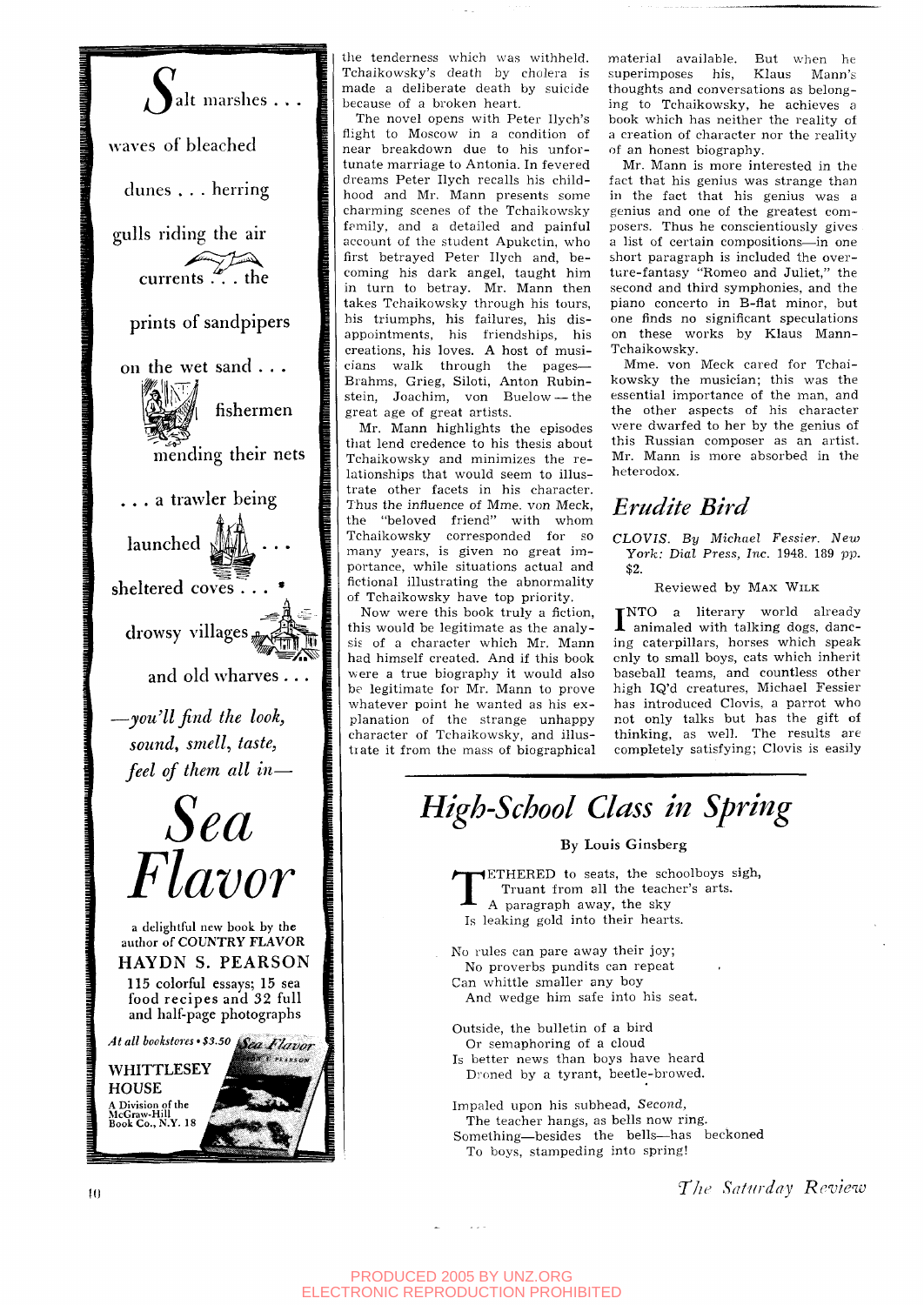*S*alt marshes . . .

waves of bleached

dunes . . . herring

gulls riding the air

currents . . . the

prints of sandpipers

on the wet sand . . .

fishermen

mending their nets

. . . a trawler being

launched . . .

sheltered coves . . .

drowsy villages

and old wharves . . .

*—you'll find the look, sound, smell, taste, feel of them all in—*

# *Sea Flavor*

a delightful new book by the author of COUNTRY FLAVOR

**HAYDN S. PEARSON**

115 colorful essays; 15 sea food recipes and 32 full and half-page photographs

*At all bookstores* • $3.50

**WHITTLESEY HOUSE**

A Division of the McGraw-Hill Book Co., N.Y. 18

---

the tenderness which was withheld. Tchaikowsky's death by cholera is made a deliberate death by suicide because of a broken heart.

The novel opens with Peter Ilych's flight to Moscow in a condition of near breakdown due to his unfortunate marriage to Antonia. In fevered dreams Peter Ilych recalls his childhood and Mr. Mann presents some charming scenes of the Tchaikowsky family, and a detailed and painful account of the student Apukctin, who first betrayed Peter Ilych and, becoming his dark angel, taught him in turn to betray. Mr. Mann then takes Tchaikowsky through his tours, his triumphs, his failures, his disappointments, his friendships, his creations, his loves. A host of musicians walk through the pages—Brahms, Grieg, Siloti, Anton Rubinstein, Joachim, von Buelow — the great age of great artists.

Mr. Mann highlights the episodes that lend credence to his thesis about Tchaikowsky and minimizes the relationships that would seem to illustrate other facets in his character. Thus the influence of Mme. von Meck, the "beloved friend" with whom Tchaikowsky corresponded for so many years, is given no great importance, while situations actual and fictional illustrating the abnormality of Tchaikowsky have top priority.

Now were this book truly a fiction, this would be legitimate as the analysis of a character which Mr. Mann had himself created. And if this book were a true biography it would also be legitimate for Mr. Mann to prove whatever point he wanted as his explanation of the strange unhappy character of Tchaikowsky, and illustrate it from the mass of biographical material available. But when he superimposes his, Klaus Mann's thoughts and conversations as belonging to Tchaikowsky, he achieves a book which has neither the reality of a creation of character nor the reality of an honest biography.

Mr. Mann is more interested in the fact that his genius was strange than in the fact that his genius was a genius and one of the greatest composers. Thus he conscientiously gives a list of certain compositions—in one short paragraph is included the overture-fantasy "Romeo and Juliet," the second and third symphonies, and the piano concerto in B-flat minor, but one finds no significant speculations on these works by Klaus Mann-Tchaikowsky.

Mme. von Meck cared for Tchaikowsky the musician; this was the essential importance of the man, and the other aspects of his character were dwarfed to her by the genius of this Russian composer as an artist. Mr. Mann is more absorbed in the heterodox.

## *Erudite Bird*

*CLOVIS. By Michael Fessier. New York: Dial Press, Inc. 1948. 189 pp. $2.*

Reviewed by MAX WILK

INTO a literary world already animaled with talking dogs, dancing caterpillars, horses which speak only to small boys, cats which inherit baseball teams, and countless other high IQ'd creatures, Michael Fessier has introduced Clovis, a parrot who not only talks but has the gift of thinking, as well. The results are completely satisfying; Clovis is easily

---

## *High-School Class in Spring*

By Louis Ginsberg

TETHERED to seats, the schoolboys sigh,
  Truant from all the teacher's arts.
  A paragraph away, the sky
Is leaking gold into their hearts.

No rules can pare away their joy;
  No proverbs pundits can repeat
Can whittle smaller any boy
  And wedge him safe into his seat.

Outside, the bulletin of a bird
  Or semaphoring of a cloud
Is better news than boys have heard
  Droned by a tyrant, beetle-browed.

Impaled upon his subhead, *Second*,
  The teacher hangs, as bells now ring.
Something—besides the bells—has beckoned
  To boys, stampeding into spring!